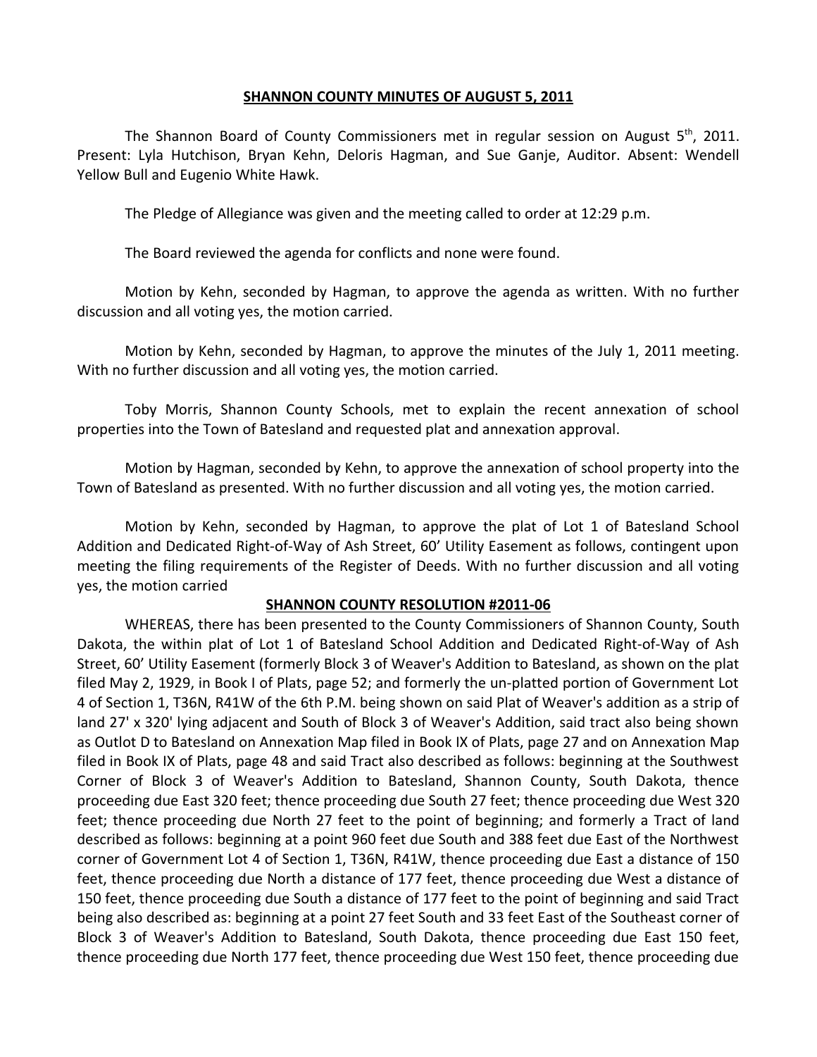# SHANNON COUNTY MINUTES OF AUGUST 5, 2011

The Shannon Board of County Commissioners met in regular session on August 5th, 2011. Present: Lyla Hutchison, Bryan Kehn, Deloris Hagman, and Sue Ganje, Auditor. Absent: Wendell Yellow Bull and Eugenio White Hawk.

The Pledge of Allegiance was given and the meeting called to order at 12:29 p.m.

The Board reviewed the agenda for conflicts and none were found.

Motion by Kehn, seconded by Hagman, to approve the agenda as written. With no further discussion and all voting yes, the motion carried.

Motion by Kehn, seconded by Hagman, to approve the minutes of the July 1, 2011 meeting. With no further discussion and all voting yes, the motion carried.

Toby Morris, Shannon County Schools, met to explain the recent annexation of school properties into the Town of Batesland and requested plat and annexation approval.

Motion by Hagman, seconded by Kehn, to approve the annexation of school property into the Town of Batesland as presented. With no further discussion and all voting yes, the motion carried.

Motion by Kehn, seconded by Hagman, to approve the plat of Lot 1 of Batesland School Addition and Dedicated Right-of-Way of Ash Street, 60' Utility Easement as follows, contingent upon meeting the filing requirements of the Register of Deeds. With no further discussion and all voting yes, the motion carried

## SHANNON COUNTY RESOLUTION #2011-06

WHEREAS, there has been presented to the County Commissioners of Shannon County, South Dakota, the within plat of Lot 1 of Batesland School Addition and Dedicated Right-of-Way of Ash Street, 60' Utility Easement (formerly Block 3 of Weaver's Addition to Batesland, as shown on the plat filed May 2, 1929, in Book I of Plats, page 52; and formerly the un-platted portion of Government Lot 4 of Section 1, T36N, R41W of the 6th P.M. being shown on said Plat of Weaver's addition as a strip of land 27' x 320' lying adjacent and South of Block 3 of Weaver's Addition, said tract also being shown as Outlot D to Batesland on Annexation Map filed in Book IX of Plats, page 27 and on Annexation Map filed in Book IX of Plats, page 48 and said Tract also described as follows: beginning at the Southwest Corner of Block 3 of Weaver's Addition to Batesland, Shannon County, South Dakota, thence proceeding due East 320 feet; thence proceeding due South 27 feet; thence proceeding due West 320 feet; thence proceeding due North 27 feet to the point of beginning; and formerly a Tract of land described as follows: beginning at a point 960 feet due South and 388 feet due East of the Northwest corner of Government Lot 4 of Section 1, T36N, R41W, thence proceeding due East a distance of 150 feet, thence proceeding due North a distance of 177 feet, thence proceeding due West a distance of 150 feet, thence proceeding due South a distance of 177 feet to the point of beginning and said Tract being also described as: beginning at a point 27 feet South and 33 feet East of the Southeast corner of Block 3 of Weaver's Addition to Batesland, South Dakota, thence proceeding due East 150 feet, thence proceeding due North 177 feet, thence proceeding due West 150 feet, thence proceeding due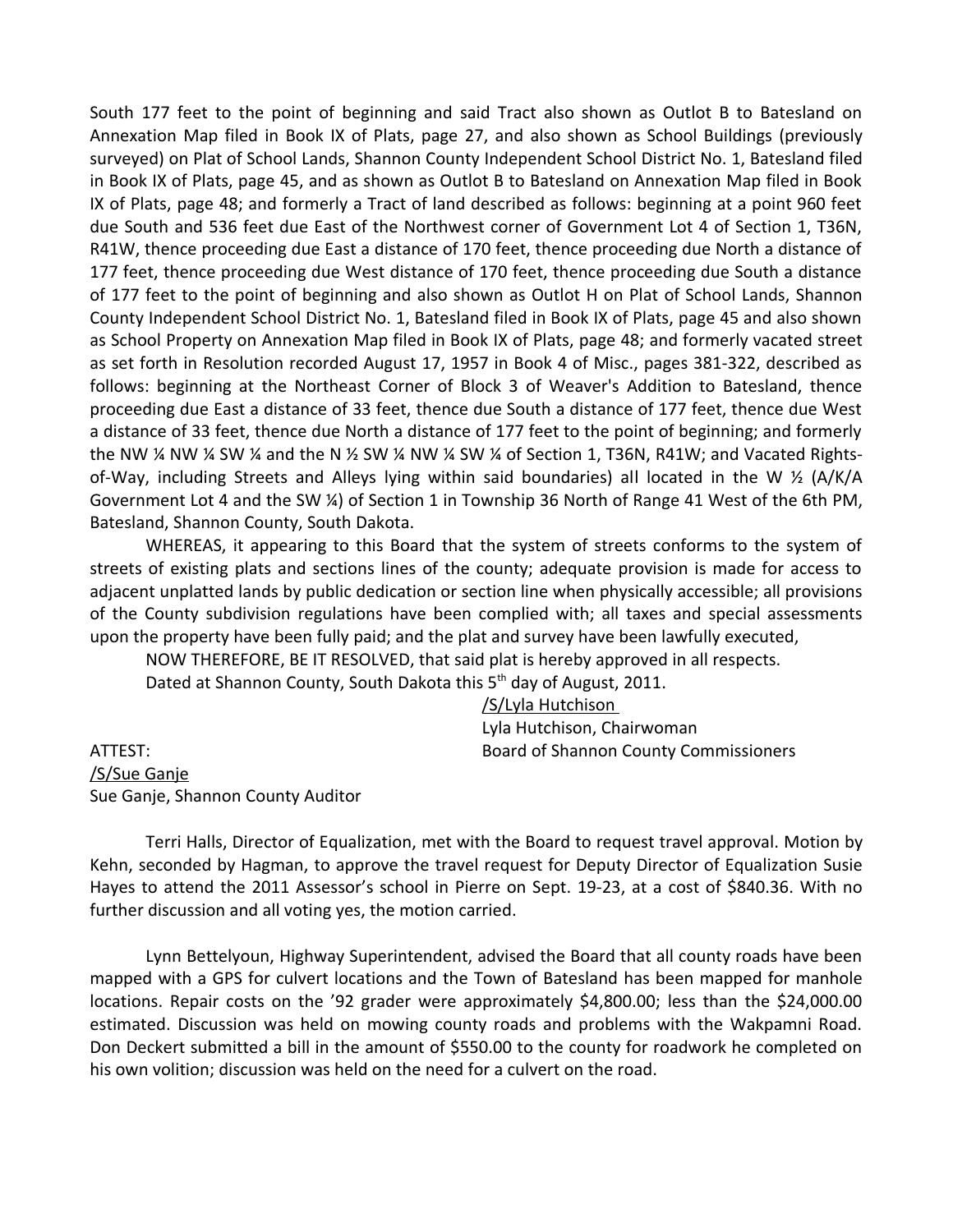South 177 feet to the point of beginning and said Tract also shown as Outlot B to Batesland on Annexation Map filed in Book IX of Plats, page 27, and also shown as School Buildings (previously surveyed) on Plat of School Lands, Shannon County Independent School District No. 1, Batesland filed in Book IX of Plats, page 45, and as shown as Outlot B to Batesland on Annexation Map filed in Book IX of Plats, page 48; and formerly a Tract of land described as follows: beginning at a point 960 feet due South and 536 feet due East of the Northwest corner of Government Lot 4 of Section 1, T36N, R41W, thence proceeding due East a distance of 170 feet, thence proceeding due North a distance of 177 feet, thence proceeding due West distance of 170 feet, thence proceeding due South a distance of 177 feet to the point of beginning and also shown as Outlot H on Plat of School Lands, Shannon County Independent School District No. 1, Batesland filed in Book IX of Plats, page 45 and also shown as School Property on Annexation Map filed in Book IX of Plats, page 48; and formerly vacated street as set forth in Resolution recorded August 17, 1957 in Book 4 of Misc., pages 381-322, described as follows: beginning at the Northeast Corner of Block 3 of Weaver's Addition to Batesland, thence proceeding due East a distance of 33 feet, thence due South a distance of 177 feet, thence due West a distance of 33 feet, thence due North a distance of 177 feet to the point of beginning; and formerly the NW ¼ NW ¼ SW ¼ and the N ½ SW ¼ NW ¼ SW ¼ of Section 1, T36N, R41W; and Vacated Rights-of-Way, including Streets and Alleys lying within said boundaries) all located in the W ½ (A/K/A Government Lot 4 and the SW ¼) of Section 1 in Township 36 North of Range 41 West of the 6th PM, Batesland, Shannon County, South Dakota.

WHEREAS, it appearing to this Board that the system of streets conforms to the system of streets of existing plats and sections lines of the county; adequate provision is made for access to adjacent unplatted lands by public dedication or section line when physically accessible; all provisions of the County subdivision regulations have been complied with; all taxes and special assessments upon the property have been fully paid; and the plat and survey have been lawfully executed,

NOW THEREFORE, BE IT RESOLVED, that said plat is hereby approved in all respects.

Dated at Shannon County, South Dakota this 5th day of August, 2011.

/S/Lyla Hutchison
Lyla Hutchison, Chairwoman
Board of Shannon County Commissioners

ATTEST:
/S/Sue Ganje
Sue Ganje, Shannon County Auditor

Terri Halls, Director of Equalization, met with the Board to request travel approval. Motion by Kehn, seconded by Hagman, to approve the travel request for Deputy Director of Equalization Susie Hayes to attend the 2011 Assessor's school in Pierre on Sept. 19-23, at a cost of $840.36. With no further discussion and all voting yes, the motion carried.

Lynn Bettelyoun, Highway Superintendent, advised the Board that all county roads have been mapped with a GPS for culvert locations and the Town of Batesland has been mapped for manhole locations. Repair costs on the '92 grader were approximately $4,800.00; less than the $24,000.00 estimated. Discussion was held on mowing county roads and problems with the Wakpamni Road. Don Deckert submitted a bill in the amount of $550.00 to the county for roadwork he completed on his own volition; discussion was held on the need for a culvert on the road.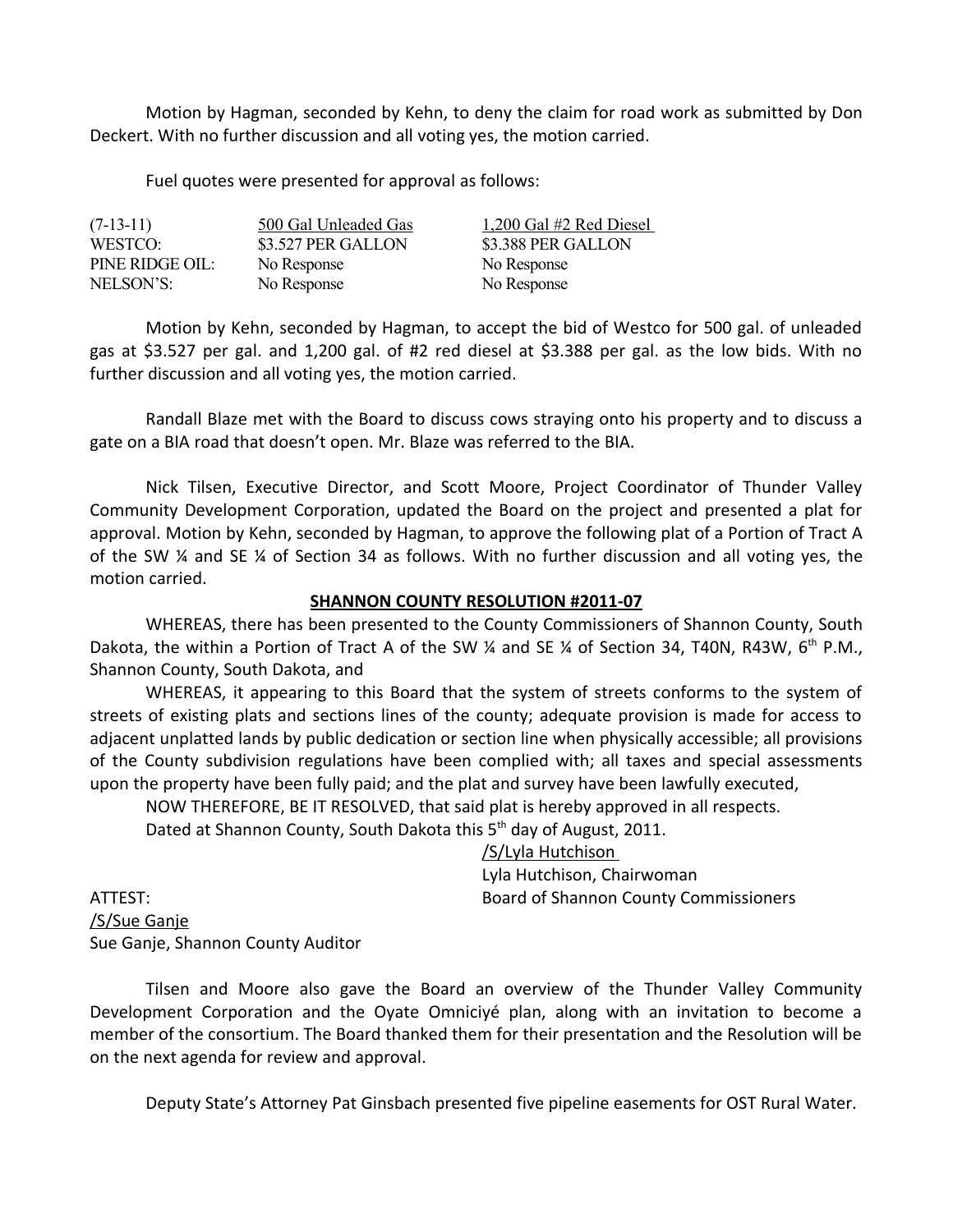Motion by Hagman, seconded by Kehn, to deny the claim for road work as submitted by Don Deckert. With no further discussion and all voting yes, the motion carried.

Fuel quotes were presented for approval as follows:

| (7-13-11) | 500 Gal Unleaded Gas | 1,200 Gal #2 Red Diesel |
|---|---|---|
| WESTCO: | $3.527 PER GALLON | $3.388 PER GALLON |
| PINE RIDGE OIL: | No Response | No Response |
| NELSON'S: | No Response | No Response |

Motion by Kehn, seconded by Hagman, to accept the bid of Westco for 500 gal. of unleaded gas at $3.527 per gal. and 1,200 gal. of #2 red diesel at $3.388 per gal. as the low bids. With no further discussion and all voting yes, the motion carried.

Randall Blaze met with the Board to discuss cows straying onto his property and to discuss a gate on a BIA road that doesn't open. Mr. Blaze was referred to the BIA.

Nick Tilsen, Executive Director, and Scott Moore, Project Coordinator of Thunder Valley Community Development Corporation, updated the Board on the project and presented a plat for approval. Motion by Kehn, seconded by Hagman, to approve the following plat of a Portion of Tract A of the SW ¼ and SE ¼ of Section 34 as follows. With no further discussion and all voting yes, the motion carried.

**SHANNON COUNTY RESOLUTION #2011-07**

WHEREAS, there has been presented to the County Commissioners of Shannon County, South Dakota, the within a Portion of Tract A of the SW ¼ and SE ¼ of Section 34, T40N, R43W, 6th P.M., Shannon County, South Dakota, and

WHEREAS, it appearing to this Board that the system of streets conforms to the system of streets of existing plats and sections lines of the county; adequate provision is made for access to adjacent unplatted lands by public dedication or section line when physically accessible; all provisions of the County subdivision regulations have been complied with; all taxes and special assessments upon the property have been fully paid; and the plat and survey have been lawfully executed,

NOW THEREFORE, BE IT RESOLVED, that said plat is hereby approved in all respects.

Dated at Shannon County, South Dakota this 5th day of August, 2011.

/S/Lyla Hutchison
Lyla Hutchison, Chairwoman
Board of Shannon County Commissioners

ATTEST:
/S/Sue Ganje
Sue Ganje, Shannon County Auditor

Tilsen and Moore also gave the Board an overview of the Thunder Valley Community Development Corporation and the Oyate Omniciyé plan, along with an invitation to become a member of the consortium. The Board thanked them for their presentation and the Resolution will be on the next agenda for review and approval.

Deputy State's Attorney Pat Ginsbach presented five pipeline easements for OST Rural Water.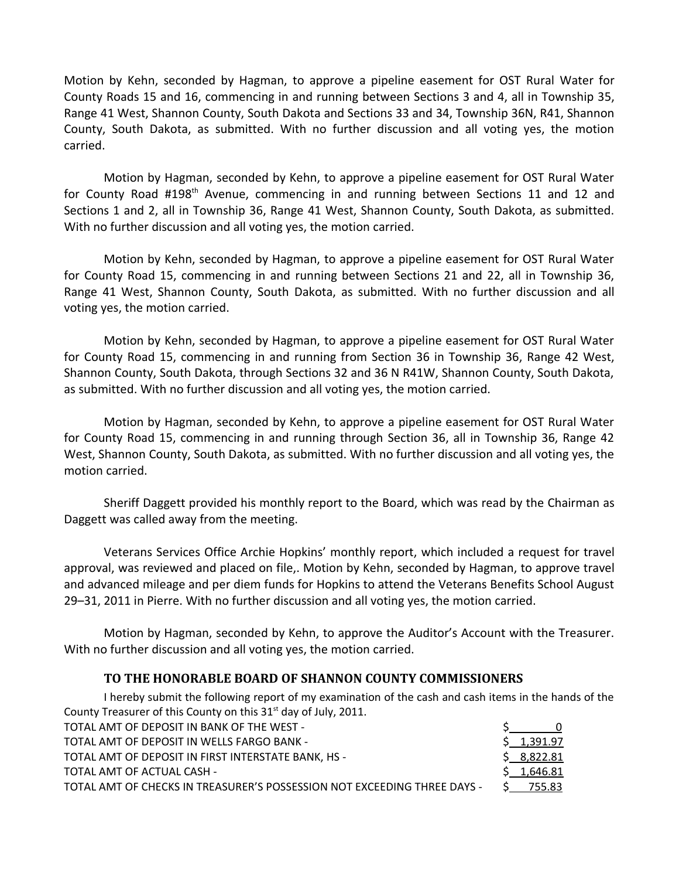Motion by Kehn, seconded by Hagman, to approve a pipeline easement for OST Rural Water for County Roads 15 and 16, commencing in and running between Sections 3 and 4, all in Township 35, Range 41 West, Shannon County, South Dakota and Sections 33 and 34, Township 36N, R41, Shannon County, South Dakota, as submitted. With no further discussion and all voting yes, the motion carried.

Motion by Hagman, seconded by Kehn, to approve a pipeline easement for OST Rural Water for County Road #198th Avenue, commencing in and running between Sections 11 and 12 and Sections 1 and 2, all in Township 36, Range 41 West, Shannon County, South Dakota, as submitted. With no further discussion and all voting yes, the motion carried.

Motion by Kehn, seconded by Hagman, to approve a pipeline easement for OST Rural Water for County Road 15, commencing in and running between Sections 21 and 22, all in Township 36, Range 41 West, Shannon County, South Dakota, as submitted. With no further discussion and all voting yes, the motion carried.

Motion by Kehn, seconded by Hagman, to approve a pipeline easement for OST Rural Water for County Road 15, commencing in and running from Section 36 in Township 36, Range 42 West, Shannon County, South Dakota, through Sections 32 and 36 N R41W, Shannon County, South Dakota, as submitted. With no further discussion and all voting yes, the motion carried.

Motion by Hagman, seconded by Kehn, to approve a pipeline easement for OST Rural Water for County Road 15, commencing in and running through Section 36, all in Township 36, Range 42 West, Shannon County, South Dakota, as submitted. With no further discussion and all voting yes, the motion carried.

Sheriff Daggett provided his monthly report to the Board, which was read by the Chairman as Daggett was called away from the meeting.

Veterans Services Office Archie Hopkins' monthly report, which included a request for travel approval, was reviewed and placed on file,. Motion by Kehn, seconded by Hagman, to approve travel and advanced mileage and per diem funds for Hopkins to attend the Veterans Benefits School August 29–31, 2011 in Pierre. With no further discussion and all voting yes, the motion carried.

Motion by Hagman, seconded by Kehn, to approve the Auditor's Account with the Treasurer. With no further discussion and all voting yes, the motion carried.

### TO THE HONORABLE BOARD OF SHANNON COUNTY COMMISSIONERS

I hereby submit the following report of my examination of the cash and cash items in the hands of the County Treasurer of this County on this 31st day of July, 2011.

| | |
|---|---|
| TOTAL AMT OF DEPOSIT IN BANK OF THE WEST - | $ 0 |
| TOTAL AMT OF DEPOSIT IN WELLS FARGO BANK - | $ 1,391.97 |
| TOTAL AMT OF DEPOSIT IN FIRST INTERSTATE BANK, HS - | $ 8,822.81 |
| TOTAL AMT OF ACTUAL CASH - | $ 1,646.81 |
| TOTAL AMT OF CHECKS IN TREASURER'S POSSESSION NOT EXCEEDING THREE DAYS - | $ 755.83 |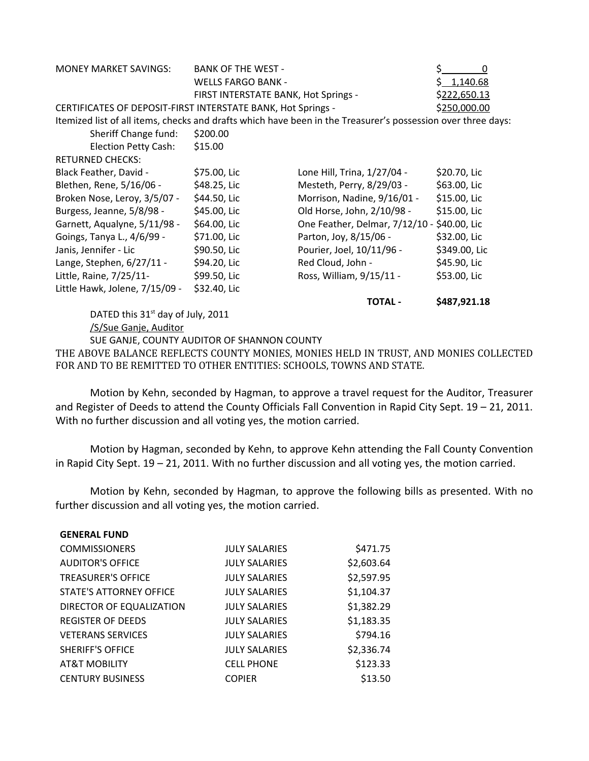| MONEY MARKET SAVINGS: | BANK OF THE WEST - | $ 0 |
|---|---|---|
| | WELLS FARGO BANK - | $ 1,140.68 |
| | FIRST INTERSTATE BANK, Hot Springs - | $222,650.13 |

CERTIFICATES OF DEPOSIT-FIRST INTERSTATE BANK, Hot Springs - $250,000.00

Itemized list of all items, checks and drafts which have been in the Treasurer's possession over three days:

Sheriff Change fund: $200.00

Election Petty Cash: $15.00

RETURNED CHECKS:

| | | | |
|---|---|---|---|
| Black Feather, David - | $75.00, Lic | Lone Hill, Trina, 1/27/04 - | $20.70, Lic |
| Blethen, Rene, 5/16/06 - | $48.25, Lic | Mesteth, Perry, 8/29/03 - | $63.00, Lic |
| Broken Nose, Leroy, 3/5/07 - | $44.50, Lic | Morrison, Nadine, 9/16/01 - | $15.00, Lic |
| Burgess, Jeanne, 5/8/98 - | $45.00, Lic | Old Horse, John, 2/10/98 - | $15.00, Lic |
| Garnett, Aqualyne, 5/11/98 - | $64.00, Lic | One Feather, Delmar, 7/12/10 - | $40.00, Lic |
| Goings, Tanya L., 4/6/99 - | $71.00, Lic | Parton, Joy, 8/15/06 - | $32.00, Lic |
| Janis, Jennifer - Lic | $90.50, Lic | Pourier, Joel, 10/11/96 - | $349.00, Lic |
| Lange, Stephen, 6/27/11 - | $94.20, Lic | Red Cloud, John - | $45.90, Lic |
| Little, Raine, 7/25/11- | $99.50, Lic | Ross, William, 9/15/11 - | $53.00, Lic |
| Little Hawk, Jolene, 7/15/09 - | $32.40, Lic | | |
| | | **TOTAL -** | **$487,921.18** |

DATED this 31st day of July, 2011

/S/Sue Ganje, Auditor

SUE GANJE, COUNTY AUDITOR OF SHANNON COUNTY

THE ABOVE BALANCE REFLECTS COUNTY MONIES, MONIES HELD IN TRUST, AND MONIES COLLECTED FOR AND TO BE REMITTED TO OTHER ENTITIES: SCHOOLS, TOWNS AND STATE.

Motion by Kehn, seconded by Hagman, to approve a travel request for the Auditor, Treasurer and Register of Deeds to attend the County Officials Fall Convention in Rapid City Sept. 19 – 21, 2011. With no further discussion and all voting yes, the motion carried.

Motion by Hagman, seconded by Kehn, to approve Kehn attending the Fall County Convention in Rapid City Sept. 19 – 21, 2011. With no further discussion and all voting yes, the motion carried.

Motion by Kehn, seconded by Hagman, to approve the following bills as presented. With no further discussion and all voting yes, the motion carried.

| **GENERAL FUND** | | |
|---|---|---|
| COMMISSIONERS | JULY SALARIES | $471.75 |
| AUDITOR'S OFFICE | JULY SALARIES | $2,603.64 |
| TREASURER'S OFFICE | JULY SALARIES | $2,597.95 |
| STATE'S ATTORNEY OFFICE | JULY SALARIES | $1,104.37 |
| DIRECTOR OF EQUALIZATION | JULY SALARIES | $1,382.29 |
| REGISTER OF DEEDS | JULY SALARIES | $1,183.35 |
| VETERANS SERVICES | JULY SALARIES | $794.16 |
| SHERIFF'S OFFICE | JULY SALARIES | $2,336.74 |
| AT&T MOBILITY | CELL PHONE | $123.33 |
| CENTURY BUSINESS | COPIER | $13.50 |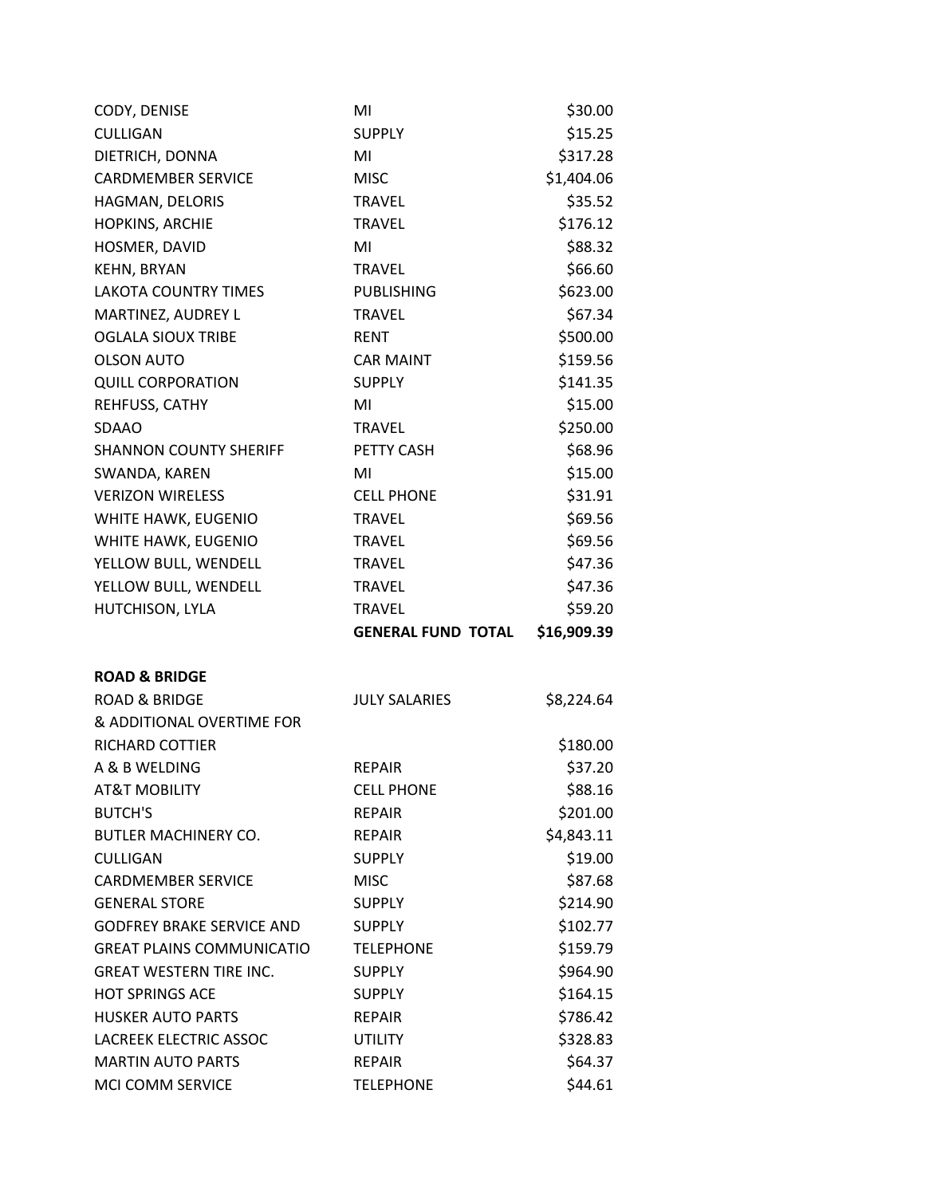| | | |
|---|---|---|
| CODY, DENISE | MI | $30.00 |
| CULLIGAN | SUPPLY | $15.25 |
| DIETRICH, DONNA | MI | $317.28 |
| CARDMEMBER SERVICE | MISC | $1,404.06 |
| HAGMAN, DELORIS | TRAVEL | $35.52 |
| HOPKINS, ARCHIE | TRAVEL | $176.12 |
| HOSMER, DAVID | MI | $88.32 |
| KEHN, BRYAN | TRAVEL | $66.60 |
| LAKOTA COUNTRY TIMES | PUBLISHING | $623.00 |
| MARTINEZ, AUDREY L | TRAVEL | $67.34 |
| OGLALA SIOUX TRIBE | RENT | $500.00 |
| OLSON AUTO | CAR MAINT | $159.56 |
| QUILL CORPORATION | SUPPLY | $141.35 |
| REHFUSS, CATHY | MI | $15.00 |
| SDAAO | TRAVEL | $250.00 |
| SHANNON COUNTY SHERIFF | PETTY CASH | $68.96 |
| SWANDA, KAREN | MI | $15.00 |
| VERIZON WIRELESS | CELL PHONE | $31.91 |
| WHITE HAWK, EUGENIO | TRAVEL | $69.56 |
| WHITE HAWK, EUGENIO | TRAVEL | $69.56 |
| YELLOW BULL, WENDELL | TRAVEL | $47.36 |
| YELLOW BULL, WENDELL | TRAVEL | $47.36 |
| HUTCHISON, LYLA | TRAVEL | $59.20 |
| | **GENERAL FUND TOTAL** | **$16,909.39** |

**ROAD & BRIDGE**

| | | |
|---|---|---|
| ROAD & BRIDGE | JULY SALARIES | $8,224.64 |
| & ADDITIONAL OVERTIME FOR | | |
| RICHARD COTTIER | | $180.00 |
| A & B WELDING | REPAIR | $37.20 |
| AT&T MOBILITY | CELL PHONE | $88.16 |
| BUTCH'S | REPAIR | $201.00 |
| BUTLER MACHINERY CO. | REPAIR | $4,843.11 |
| CULLIGAN | SUPPLY | $19.00 |
| CARDMEMBER SERVICE | MISC | $87.68 |
| GENERAL STORE | SUPPLY | $214.90 |
| GODFREY BRAKE SERVICE AND | SUPPLY | $102.77 |
| GREAT PLAINS COMMUNICATIO | TELEPHONE | $159.79 |
| GREAT WESTERN TIRE INC. | SUPPLY | $964.90 |
| HOT SPRINGS ACE | SUPPLY | $164.15 |
| HUSKER AUTO PARTS | REPAIR | $786.42 |
| LACREEK ELECTRIC ASSOC | UTILITY | $328.83 |
| MARTIN AUTO PARTS | REPAIR | $64.37 |
| MCI COMM SERVICE | TELEPHONE | $44.61 |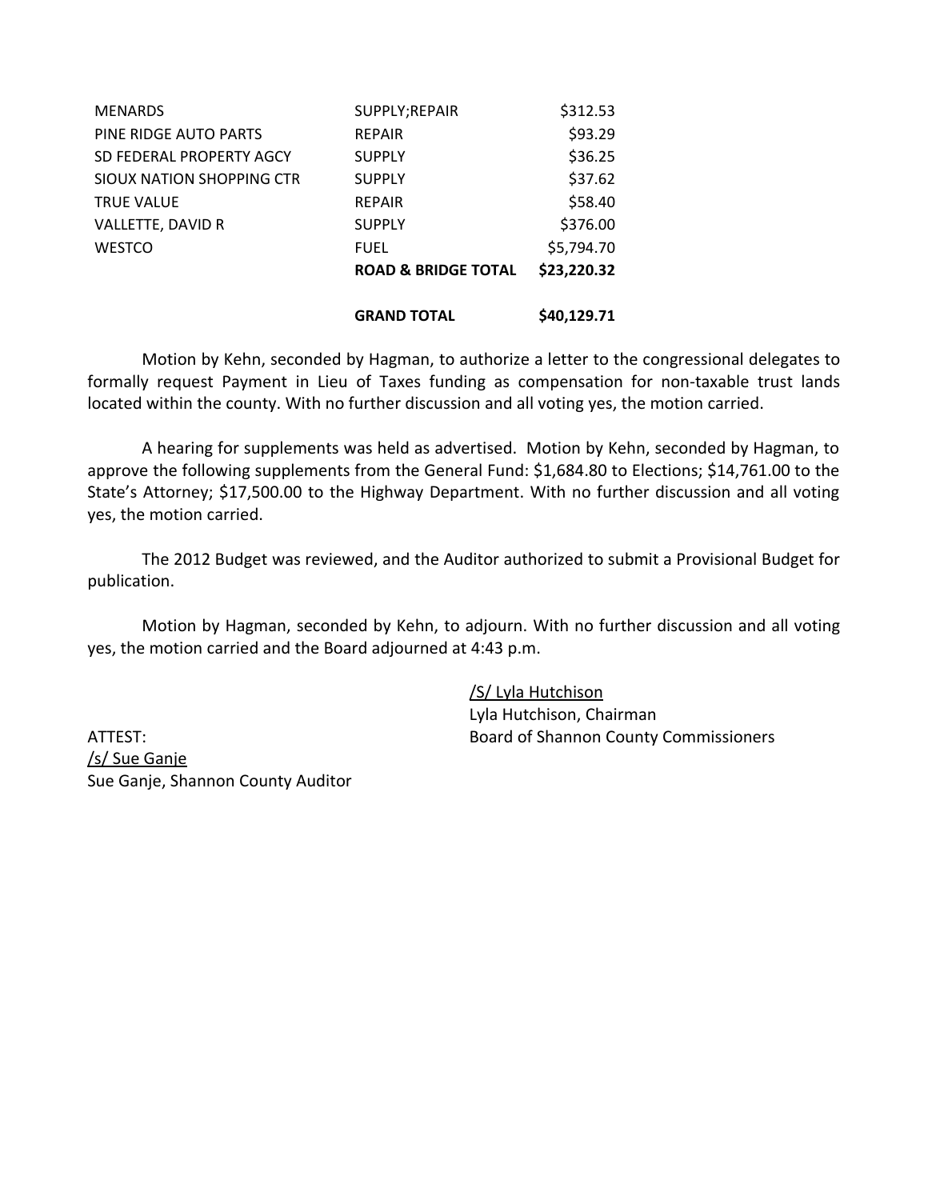| | | |
|---|---|---|
| MENARDS | SUPPLY;REPAIR | $312.53 |
| PINE RIDGE AUTO PARTS | REPAIR | $93.29 |
| SD FEDERAL PROPERTY AGCY | SUPPLY | $36.25 |
| SIOUX NATION SHOPPING CTR | SUPPLY | $37.62 |
| TRUE VALUE | REPAIR | $58.40 |
| VALLETTE, DAVID R | SUPPLY | $376.00 |
| WESTCO | FUEL | $5,794.70 |
| | **ROAD & BRIDGE TOTAL** | **$23,220.32** |
| | **GRAND TOTAL** | **$40,129.71** |

Motion by Kehn, seconded by Hagman, to authorize a letter to the congressional delegates to formally request Payment in Lieu of Taxes funding as compensation for non-taxable trust lands located within the county. With no further discussion and all voting yes, the motion carried.

A hearing for supplements was held as advertised. Motion by Kehn, seconded by Hagman, to approve the following supplements from the General Fund: $1,684.80 to Elections; $14,761.00 to the State's Attorney; $17,500.00 to the Highway Department. With no further discussion and all voting yes, the motion carried.

The 2012 Budget was reviewed, and the Auditor authorized to submit a Provisional Budget for publication.

Motion by Hagman, seconded by Kehn, to adjourn. With no further discussion and all voting yes, the motion carried and the Board adjourned at 4:43 p.m.

/S/ Lyla Hutchison
Lyla Hutchison, Chairman
Board of Shannon County Commissioners

ATTEST:
/s/ Sue Ganje
Sue Ganje, Shannon County Auditor